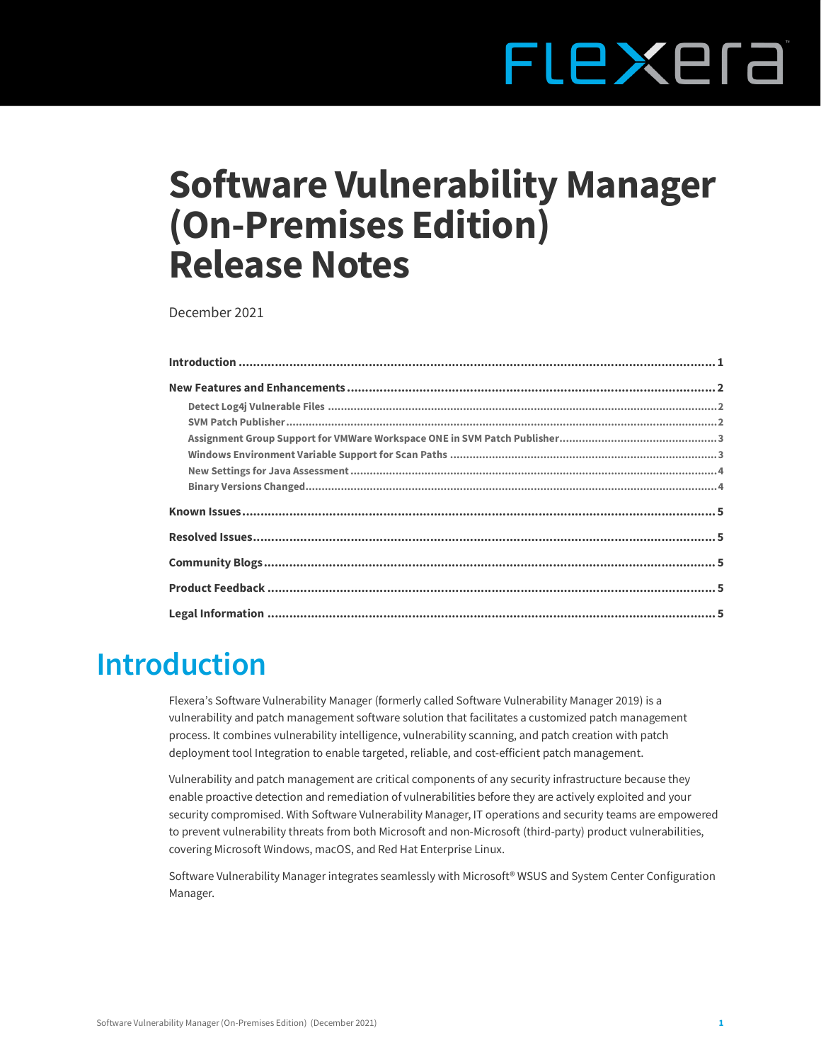# Software Vulnerability Manager (On-Premises Edition) Release Notes

December 2021

- Introduction ..... 1
- New Features and Enhancements ..... 2
  - Detect Log4j Vulnerable Files ..... 2
  - SVM Patch Publisher ..... 2
  - Assignment Group Support for VMWare Workspace ONE in SVM Patch Publisher ..... 3
  - Windows Environment Variable Support for Scan Paths ..... 3
  - New Settings for Java Assessment ..... 4
  - Binary Versions Changed ..... 4
- Known Issues ..... 5
- Resolved Issues ..... 5
- Community Blogs ..... 5
- Product Feedback ..... 5
- Legal Information ..... 5

## Introduction

Flexera's Software Vulnerability Manager (formerly called Software Vulnerability Manager 2019) is a vulnerability and patch management software solution that facilitates a customized patch management process. It combines vulnerability intelligence, vulnerability scanning, and patch creation with patch deployment tool Integration to enable targeted, reliable, and cost-efficient patch management.

Vulnerability and patch management are critical components of any security infrastructure because they enable proactive detection and remediation of vulnerabilities before they are actively exploited and your security compromised. With Software Vulnerability Manager, IT operations and security teams are empowered to prevent vulnerability threats from both Microsoft and non-Microsoft (third-party) product vulnerabilities, covering Microsoft Windows, macOS, and Red Hat Enterprise Linux.

Software Vulnerability Manager integrates seamlessly with Microsoft® WSUS and System Center Configuration Manager.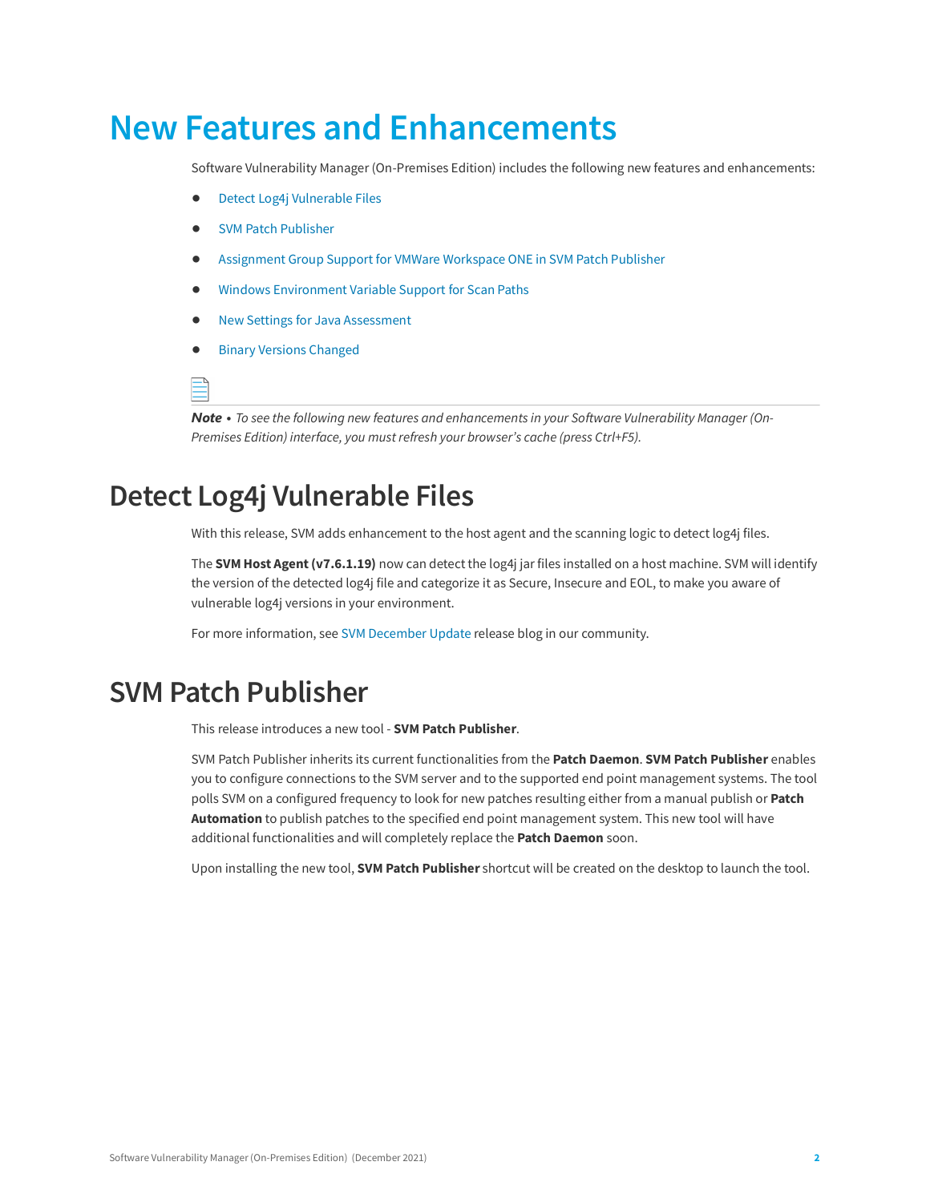# New Features and Enhancements

Software Vulnerability Manager (On-Premises Edition) includes the following new features and enhancements:

- Detect Log4j Vulnerable Files
- SVM Patch Publisher
- Assignment Group Support for VMWare Workspace ONE in SVM Patch Publisher
- Windows Environment Variable Support for Scan Paths
- New Settings for Java Assessment
- Binary Versions Changed

***Note** • To see the following new features and enhancements in your Software Vulnerability Manager (On-Premises Edition) interface, you must refresh your browser's cache (press Ctrl+F5).*

## Detect Log4j Vulnerable Files

With this release, SVM adds enhancement to the host agent and the scanning logic to detect log4j files.

The **SVM Host Agent (v7.6.1.19)** now can detect the log4j jar files installed on a host machine. SVM will identify the version of the detected log4j file and categorize it as Secure, Insecure and EOL, to make you aware of vulnerable log4j versions in your environment.

For more information, see SVM December Update release blog in our community.

## SVM Patch Publisher

This release introduces a new tool - **SVM Patch Publisher**.

SVM Patch Publisher inherits its current functionalities from the **Patch Daemon**. **SVM Patch Publisher** enables you to configure connections to the SVM server and to the supported end point management systems. The tool polls SVM on a configured frequency to look for new patches resulting either from a manual publish or **Patch Automation** to publish patches to the specified end point management system. This new tool will have additional functionalities and will completely replace the **Patch Daemon** soon.

Upon installing the new tool, **SVM Patch Publisher** shortcut will be created on the desktop to launch the tool.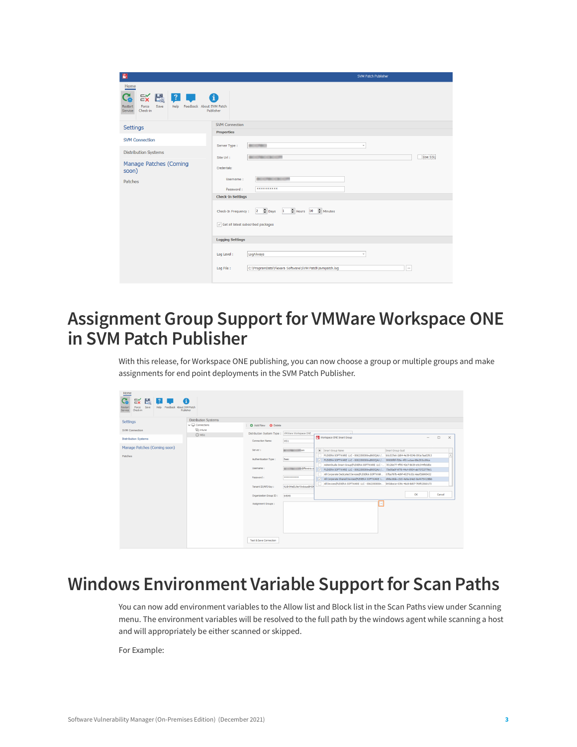# Assignment Group Support for VMWare Workspace ONE in SVM Patch Publisher

With this release, for Workspace ONE publishing, you can now choose a group or multiple groups and make assignments for end point deployments in the SVM Patch Publisher.

# Windows Environment Variable Support for Scan Paths

You can now add environment variables to the Allow list and Block list in the Scan Paths view under Scanning menu. The environment variables will be resolved to the full path by the windows agent while scanning a host and will appropriately be either scanned or skipped.

For Example: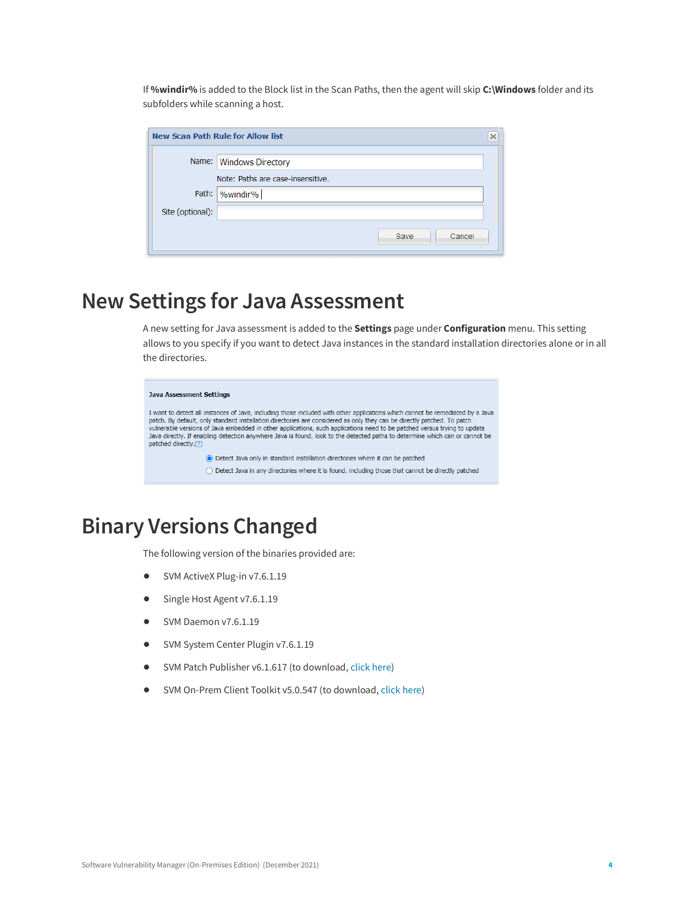If **%windir%** is added to the Block list in the Scan Paths, then the agent will skip **C:\Windows** folder and its subfolders while scanning a host.

# New Settings for Java Assessment

A new setting for Java assessment is added to the **Settings** page under **Configuration** menu. This setting allows to you specify if you want to detect Java instances in the standard installation directories alone or in all the directories.

# Binary Versions Changed

The following version of the binaries provided are:

- SVM ActiveX Plug-in v7.6.1.19
- Single Host Agent v7.6.1.19
- SVM Daemon v7.6.1.19
- SVM System Center Plugin v7.6.1.19
- SVM Patch Publisher v6.1.617 (to download, click here)
- SVM On-Prem Client Toolkit v5.0.547 (to download, click here)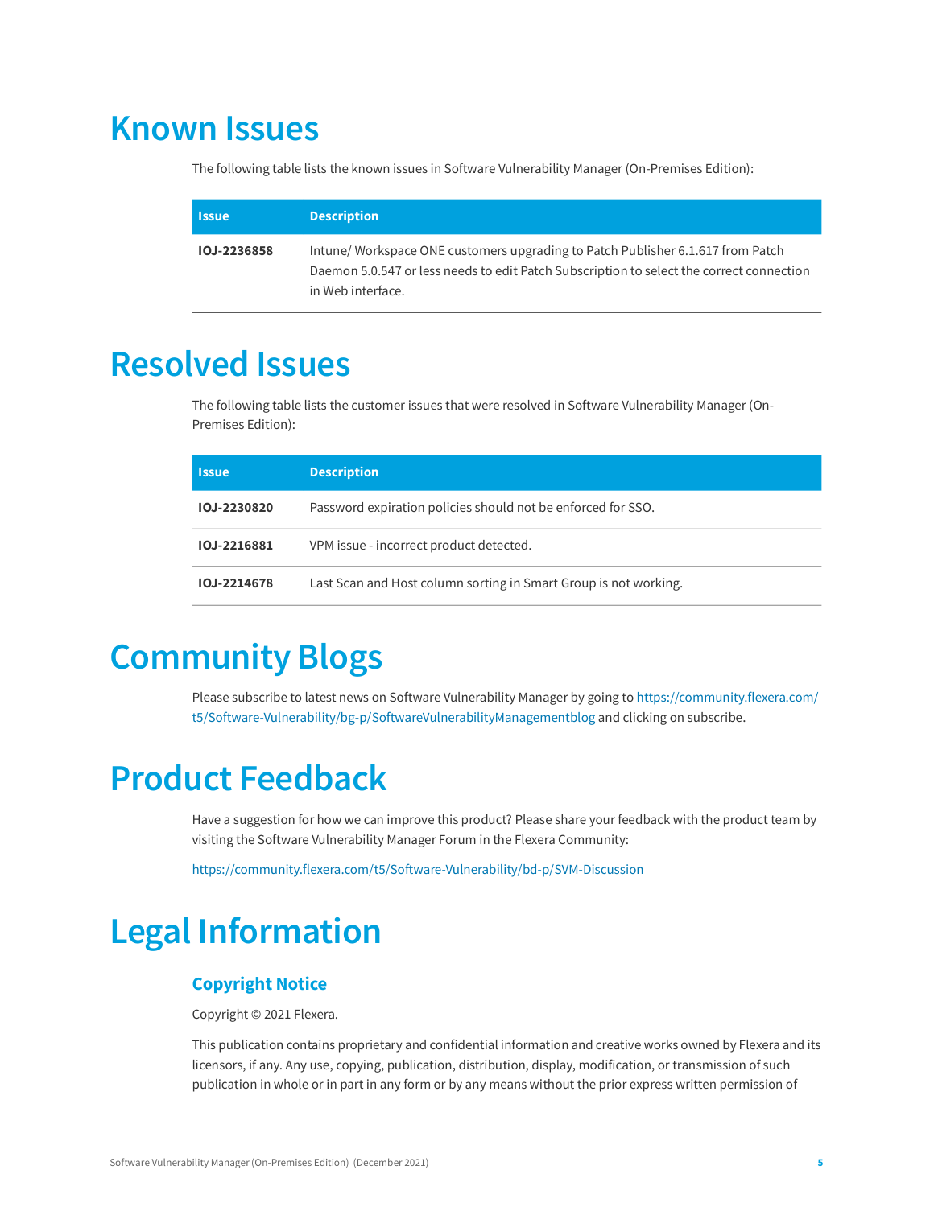# Known Issues

The following table lists the known issues in Software Vulnerability Manager (On-Premises Edition):

| Issue | Description |
|---|---|
| **IOJ-2236858** | Intune/ Workspace ONE customers upgrading to Patch Publisher 6.1.617 from Patch Daemon 5.0.547 or less needs to edit Patch Subscription to select the correct connection in Web interface. |

# Resolved Issues

The following table lists the customer issues that were resolved in Software Vulnerability Manager (On-Premises Edition):

| Issue | Description |
|---|---|
| **IOJ-2230820** | Password expiration policies should not be enforced for SSO. |
| **IOJ-2216881** | VPM issue - incorrect product detected. |
| **IOJ-2214678** | Last Scan and Host column sorting in Smart Group is not working. |

# Community Blogs

Please subscribe to latest news on Software Vulnerability Manager by going to https://community.flexera.com/t5/Software-Vulnerability/bg-p/SoftwareVulnerabilityManagementblog and clicking on subscribe.

# Product Feedback

Have a suggestion for how we can improve this product? Please share your feedback with the product team by visiting the Software Vulnerability Manager Forum in the Flexera Community:

https://community.flexera.com/t5/Software-Vulnerability/bd-p/SVM-Discussion

# Legal Information

## Copyright Notice

Copyright © 2021 Flexera.

This publication contains proprietary and confidential information and creative works owned by Flexera and its licensors, if any. Any use, copying, publication, distribution, display, modification, or transmission of such publication in whole or in part in any form or by any means without the prior express written permission of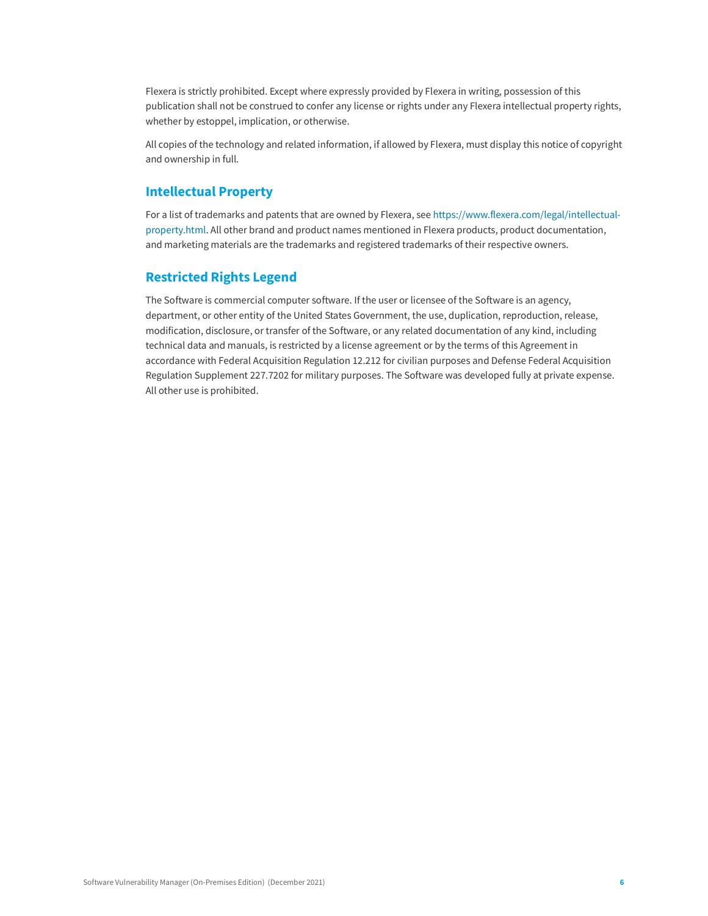Flexera is strictly prohibited. Except where expressly provided by Flexera in writing, possession of this publication shall not be construed to confer any license or rights under any Flexera intellectual property rights, whether by estoppel, implication, or otherwise.

All copies of the technology and related information, if allowed by Flexera, must display this notice of copyright and ownership in full.

## Intellectual Property

For a list of trademarks and patents that are owned by Flexera, see https://www.flexera.com/legal/intellectual-property.html. All other brand and product names mentioned in Flexera products, product documentation, and marketing materials are the trademarks and registered trademarks of their respective owners.

## Restricted Rights Legend

The Software is commercial computer software. If the user or licensee of the Software is an agency, department, or other entity of the United States Government, the use, duplication, reproduction, release, modification, disclosure, or transfer of the Software, or any related documentation of any kind, including technical data and manuals, is restricted by a license agreement or by the terms of this Agreement in accordance with Federal Acquisition Regulation 12.212 for civilian purposes and Defense Federal Acquisition Regulation Supplement 227.7202 for military purposes. The Software was developed fully at private expense. All other use is prohibited.